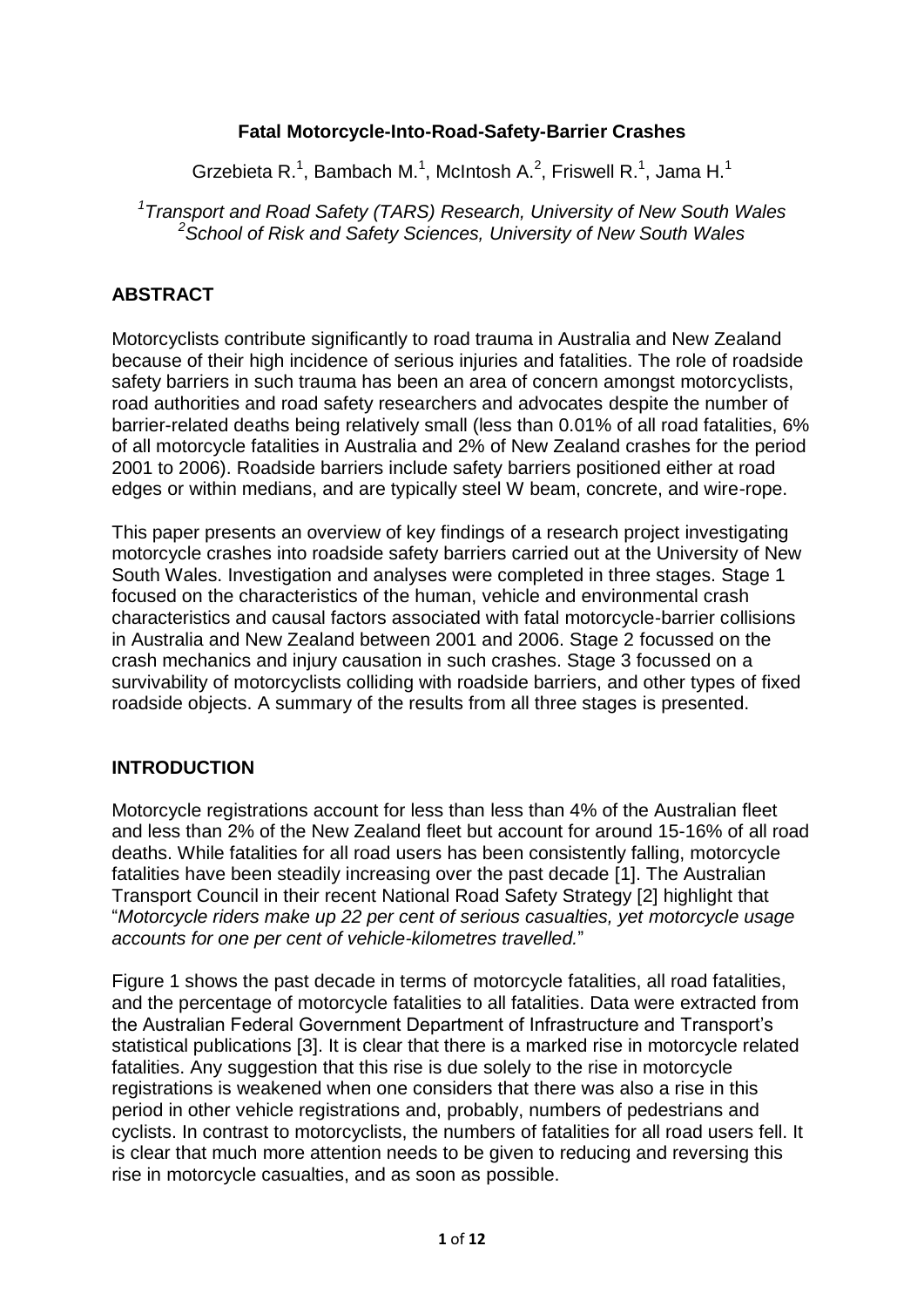# Fatal Motorcycle-Into-Road-Safety-Barrier Crashes

Grzebieta R.[1], Bambach M.[1], McIntosh A.[2], Friswell R.[1], Jama H.[1]

[1]*Transport and Road Safety (TARS) Research, University of New South Wales*
[2]*School of Risk and Safety Sciences, University of New South Wales*

## ABSTRACT

Motorcyclists contribute significantly to road trauma in Australia and New Zealand because of their high incidence of serious injuries and fatalities. The role of roadside safety barriers in such trauma has been an area of concern amongst motorcyclists, road authorities and road safety researchers and advocates despite the number of barrier-related deaths being relatively small (less than 0.01% of all road fatalities, 6% of all motorcycle fatalities in Australia and 2% of New Zealand crashes for the period 2001 to 2006). Roadside barriers include safety barriers positioned either at road edges or within medians, and are typically steel W beam, concrete, and wire-rope.

This paper presents an overview of key findings of a research project investigating motorcycle crashes into roadside safety barriers carried out at the University of New South Wales. Investigation and analyses were completed in three stages. Stage 1 focused on the characteristics of the human, vehicle and environmental crash characteristics and causal factors associated with fatal motorcycle-barrier collisions in Australia and New Zealand between 2001 and 2006. Stage 2 focussed on the crash mechanics and injury causation in such crashes. Stage 3 focussed on a survivability of motorcyclists colliding with roadside barriers, and other types of fixed roadside objects. A summary of the results from all three stages is presented.

## INTRODUCTION

Motorcycle registrations account for less than less than 4% of the Australian fleet and less than 2% of the New Zealand fleet but account for around 15-16% of all road deaths. While fatalities for all road users has been consistently falling, motorcycle fatalities have been steadily increasing over the past decade [1]. The Australian Transport Council in their recent National Road Safety Strategy [2] highlight that "*Motorcycle riders make up 22 per cent of serious casualties, yet motorcycle usage accounts for one per cent of vehicle-kilometres travelled.*"

Figure 1 shows the past decade in terms of motorcycle fatalities, all road fatalities, and the percentage of motorcycle fatalities to all fatalities. Data were extracted from the Australian Federal Government Department of Infrastructure and Transport's statistical publications [3]. It is clear that there is a marked rise in motorcycle related fatalities. Any suggestion that this rise is due solely to the rise in motorcycle registrations is weakened when one considers that there was also a rise in this period in other vehicle registrations and, probably, numbers of pedestrians and cyclists. In contrast to motorcyclists, the numbers of fatalities for all road users fell. It is clear that much more attention needs to be given to reducing and reversing this rise in motorcycle casualties, and as soon as possible.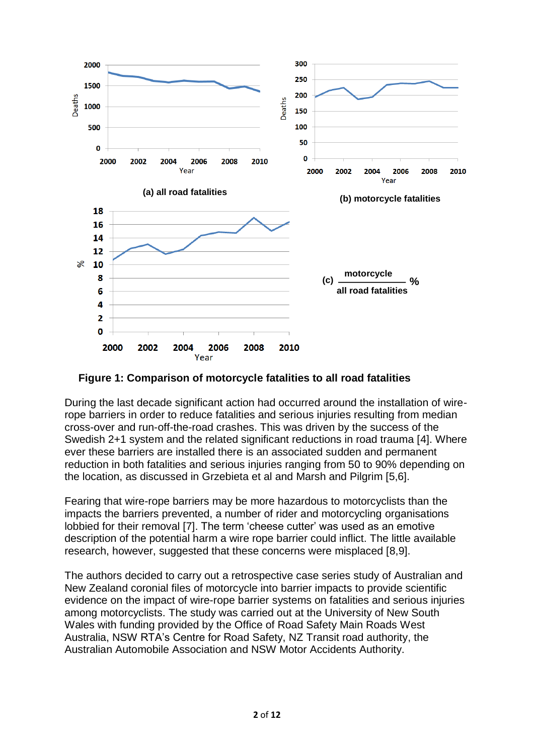**Figure 1: Comparison of motorcycle fatalities to all road fatalities**

During the last decade significant action had occurred around the installation of wire-rope barriers in order to reduce fatalities and serious injuries resulting from median cross-over and run-off-the-road crashes. This was driven by the success of the Swedish 2+1 system and the related significant reductions in road trauma [4]. Where ever these barriers are installed there is an associated sudden and permanent reduction in both fatalities and serious injuries ranging from 50 to 90% depending on the location, as discussed in Grzebieta et al and Marsh and Pilgrim [5,6].

Fearing that wire-rope barriers may be more hazardous to motorcyclists than the impacts the barriers prevented, a number of rider and motorcycling organisations lobbied for their removal [7]. The term 'cheese cutter' was used as an emotive description of the potential harm a wire rope barrier could inflict. The little available research, however, suggested that these concerns were misplaced [8,9].

The authors decided to carry out a retrospective case series study of Australian and New Zealand coronial files of motorcycle into barrier impacts to provide scientific evidence on the impact of wire-rope barrier systems on fatalities and serious injuries among motorcyclists. The study was carried out at the University of New South Wales with funding provided by the Office of Road Safety Main Roads West Australia, NSW RTA's Centre for Road Safety, NZ Transit road authority, the Australian Automobile Association and NSW Motor Accidents Authority.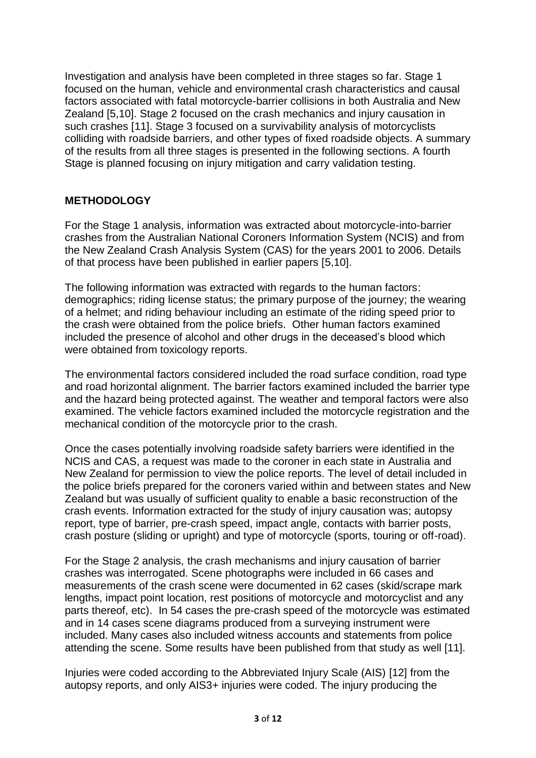Investigation and analysis have been completed in three stages so far. Stage 1 focused on the human, vehicle and environmental crash characteristics and causal factors associated with fatal motorcycle-barrier collisions in both Australia and New Zealand [5,10]. Stage 2 focused on the crash mechanics and injury causation in such crashes [11]. Stage 3 focused on a survivability analysis of motorcyclists colliding with roadside barriers, and other types of fixed roadside objects. A summary of the results from all three stages is presented in the following sections. A fourth Stage is planned focusing on injury mitigation and carry validation testing.

## METHODOLOGY

For the Stage 1 analysis, information was extracted about motorcycle-into-barrier crashes from the Australian National Coroners Information System (NCIS) and from the New Zealand Crash Analysis System (CAS) for the years 2001 to 2006. Details of that process have been published in earlier papers [5,10].

The following information was extracted with regards to the human factors: demographics; riding license status; the primary purpose of the journey; the wearing of a helmet; and riding behaviour including an estimate of the riding speed prior to the crash were obtained from the police briefs. Other human factors examined included the presence of alcohol and other drugs in the deceased's blood which were obtained from toxicology reports.

The environmental factors considered included the road surface condition, road type and road horizontal alignment. The barrier factors examined included the barrier type and the hazard being protected against. The weather and temporal factors were also examined. The vehicle factors examined included the motorcycle registration and the mechanical condition of the motorcycle prior to the crash.

Once the cases potentially involving roadside safety barriers were identified in the NCIS and CAS, a request was made to the coroner in each state in Australia and New Zealand for permission to view the police reports. The level of detail included in the police briefs prepared for the coroners varied within and between states and New Zealand but was usually of sufficient quality to enable a basic reconstruction of the crash events. Information extracted for the study of injury causation was; autopsy report, type of barrier, pre-crash speed, impact angle, contacts with barrier posts, crash posture (sliding or upright) and type of motorcycle (sports, touring or off-road).

For the Stage 2 analysis, the crash mechanisms and injury causation of barrier crashes was interrogated. Scene photographs were included in 66 cases and measurements of the crash scene were documented in 62 cases (skid/scrape mark lengths, impact point location, rest positions of motorcycle and motorcyclist and any parts thereof, etc). In 54 cases the pre-crash speed of the motorcycle was estimated and in 14 cases scene diagrams produced from a surveying instrument were included. Many cases also included witness accounts and statements from police attending the scene. Some results have been published from that study as well [11].

Injuries were coded according to the Abbreviated Injury Scale (AIS) [12] from the autopsy reports, and only AIS3+ injuries were coded. The injury producing the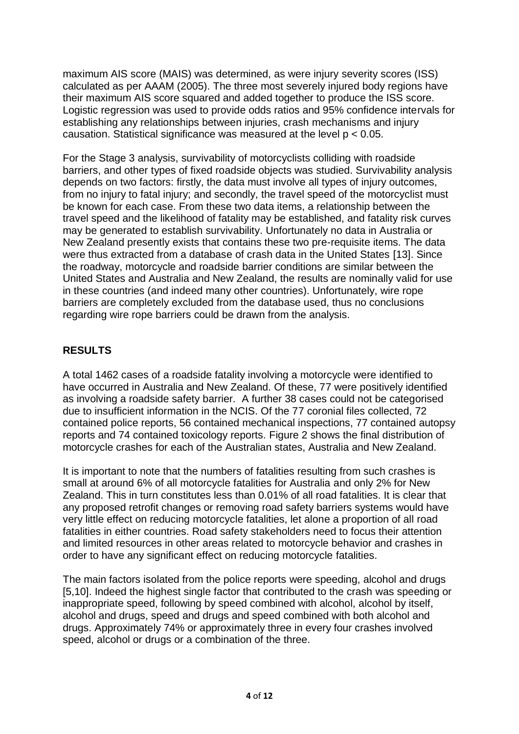maximum AIS score (MAIS) was determined, as were injury severity scores (ISS) calculated as per AAAM (2005). The three most severely injured body regions have their maximum AIS score squared and added together to produce the ISS score. Logistic regression was used to provide odds ratios and 95% confidence intervals for establishing any relationships between injuries, crash mechanisms and injury causation. Statistical significance was measured at the level $p < 0.05$.

For the Stage 3 analysis, survivability of motorcyclists colliding with roadside barriers, and other types of fixed roadside objects was studied. Survivability analysis depends on two factors: firstly, the data must involve all types of injury outcomes, from no injury to fatal injury; and secondly, the travel speed of the motorcyclist must be known for each case. From these two data items, a relationship between the travel speed and the likelihood of fatality may be established, and fatality risk curves may be generated to establish survivability. Unfortunately no data in Australia or New Zealand presently exists that contains these two pre-requisite items. The data were thus extracted from a database of crash data in the United States [13]. Since the roadway, motorcycle and roadside barrier conditions are similar between the United States and Australia and New Zealand, the results are nominally valid for use in these countries (and indeed many other countries). Unfortunately, wire rope barriers are completely excluded from the database used, thus no conclusions regarding wire rope barriers could be drawn from the analysis.

## RESULTS

A total 1462 cases of a roadside fatality involving a motorcycle were identified to have occurred in Australia and New Zealand. Of these, 77 were positively identified as involving a roadside safety barrier. A further 38 cases could not be categorised due to insufficient information in the NCIS. Of the 77 coronial files collected, 72 contained police reports, 56 contained mechanical inspections, 77 contained autopsy reports and 74 contained toxicology reports. Figure 2 shows the final distribution of motorcycle crashes for each of the Australian states, Australia and New Zealand.

It is important to note that the numbers of fatalities resulting from such crashes is small at around 6% of all motorcycle fatalities for Australia and only 2% for New Zealand. This in turn constitutes less than 0.01% of all road fatalities. It is clear that any proposed retrofit changes or removing road safety barriers systems would have very little effect on reducing motorcycle fatalities, let alone a proportion of all road fatalities in either countries. Road safety stakeholders need to focus their attention and limited resources in other areas related to motorcycle behavior and crashes in order to have any significant effect on reducing motorcycle fatalities.

The main factors isolated from the police reports were speeding, alcohol and drugs [5,10]. Indeed the highest single factor that contributed to the crash was speeding or inappropriate speed, following by speed combined with alcohol, alcohol by itself, alcohol and drugs, speed and drugs and speed combined with both alcohol and drugs. Approximately 74% or approximately three in every four crashes involved speed, alcohol or drugs or a combination of the three.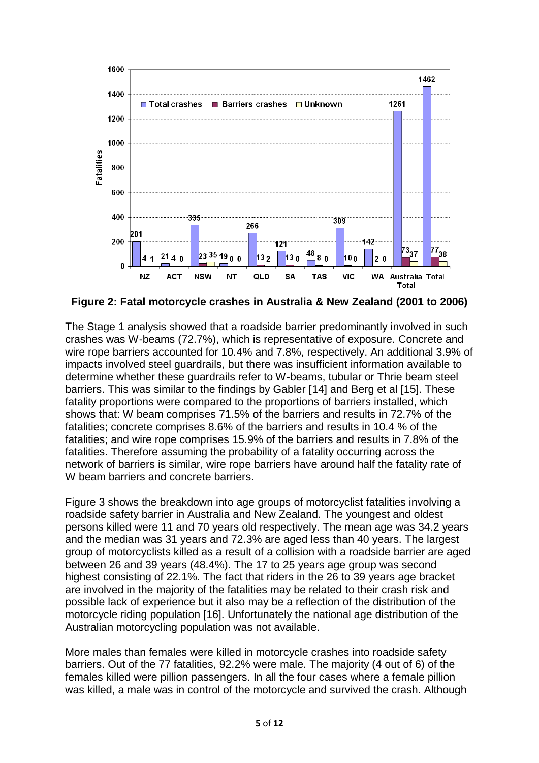**Figure 2: Fatal motorcycle crashes in Australia & New Zealand (2001 to 2006)**

The Stage 1 analysis showed that a roadside barrier predominantly involved in such crashes was W-beams (72.7%), which is representative of exposure. Concrete and wire rope barriers accounted for 10.4% and 7.8%, respectively. An additional 3.9% of impacts involved steel guardrails, but there was insufficient information available to determine whether these guardrails refer to W-beams, tubular or Thrie beam steel barriers. This was similar to the findings by Gabler [14] and Berg et al [15]. These fatality proportions were compared to the proportions of barriers installed, which shows that: W beam comprises 71.5% of the barriers and results in 72.7% of the fatalities; concrete comprises 8.6% of the barriers and results in 10.4 % of the fatalities; and wire rope comprises 15.9% of the barriers and results in 7.8% of the fatalities. Therefore assuming the probability of a fatality occurring across the network of barriers is similar, wire rope barriers have around half the fatality rate of W beam barriers and concrete barriers.

Figure 3 shows the breakdown into age groups of motorcyclist fatalities involving a roadside safety barrier in Australia and New Zealand. The youngest and oldest persons killed were 11 and 70 years old respectively. The mean age was 34.2 years and the median was 31 years and 72.3% are aged less than 40 years. The largest group of motorcyclists killed as a result of a collision with a roadside barrier are aged between 26 and 39 years (48.4%). The 17 to 25 years age group was second highest consisting of 22.1%. The fact that riders in the 26 to 39 years age bracket are involved in the majority of the fatalities may be related to their crash risk and possible lack of experience but it also may be a reflection of the distribution of the motorcycle riding population [16]. Unfortunately the national age distribution of the Australian motorcycling population was not available.

More males than females were killed in motorcycle crashes into roadside safety barriers. Out of the 77 fatalities, 92.2% were male. The majority (4 out of 6) of the females killed were pillion passengers. In all the four cases where a female pillion was killed, a male was in control of the motorcycle and survived the crash. Although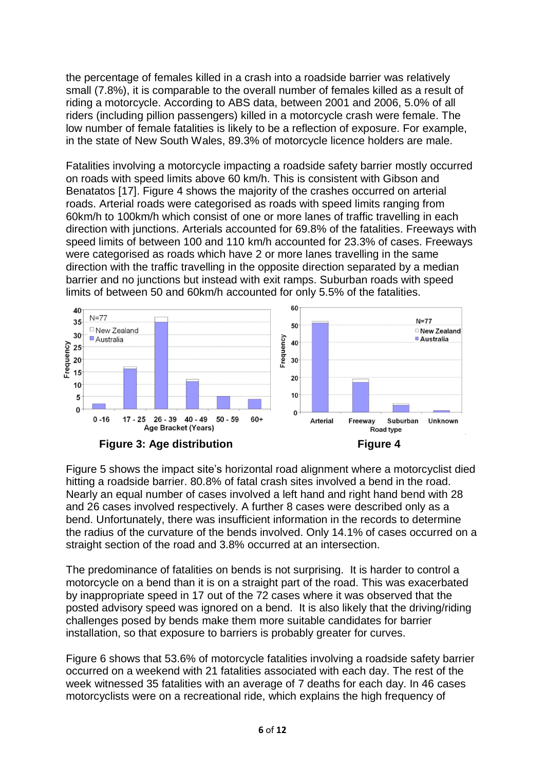the percentage of females killed in a crash into a roadside barrier was relatively small (7.8%), it is comparable to the overall number of females killed as a result of riding a motorcycle. According to ABS data, between 2001 and 2006, 5.0% of all riders (including pillion passengers) killed in a motorcycle crash were female. The low number of female fatalities is likely to be a reflection of exposure. For example, in the state of New South Wales, 89.3% of motorcycle licence holders are male.

Fatalities involving a motorcycle impacting a roadside safety barrier mostly occurred on roads with speed limits above 60 km/h. This is consistent with Gibson and Benatatos [17]. Figure 4 shows the majority of the crashes occurred on arterial roads. Arterial roads were categorised as roads with speed limits ranging from 60km/h to 100km/h which consist of one or more lanes of traffic travelling in each direction with junctions. Arterials accounted for 69.8% of the fatalities. Freeways with speed limits of between 100 and 110 km/h accounted for 23.3% of cases. Freeways were categorised as roads which have 2 or more lanes travelling in the same direction with the traffic travelling in the opposite direction separated by a median barrier and no junctions but instead with exit ramps. Suburban roads with speed limits of between 50 and 60km/h accounted for only 5.5% of the fatalities.

**Figure 3: Age distribution** **Figure 4**

Figure 5 shows the impact site's horizontal road alignment where a motorcyclist died hitting a roadside barrier. 80.8% of fatal crash sites involved a bend in the road. Nearly an equal number of cases involved a left hand and right hand bend with 28 and 26 cases involved respectively. A further 8 cases were described only as a bend. Unfortunately, there was insufficient information in the records to determine the radius of the curvature of the bends involved. Only 14.1% of cases occurred on a straight section of the road and 3.8% occurred at an intersection.

The predominance of fatalities on bends is not surprising. It is harder to control a motorcycle on a bend than it is on a straight part of the road. This was exacerbated by inappropriate speed in 17 out of the 72 cases where it was observed that the posted advisory speed was ignored on a bend. It is also likely that the driving/riding challenges posed by bends make them more suitable candidates for barrier installation, so that exposure to barriers is probably greater for curves.

Figure 6 shows that 53.6% of motorcycle fatalities involving a roadside safety barrier occurred on a weekend with 21 fatalities associated with each day. The rest of the week witnessed 35 fatalities with an average of 7 deaths for each day. In 46 cases motorcyclists were on a recreational ride, which explains the high frequency of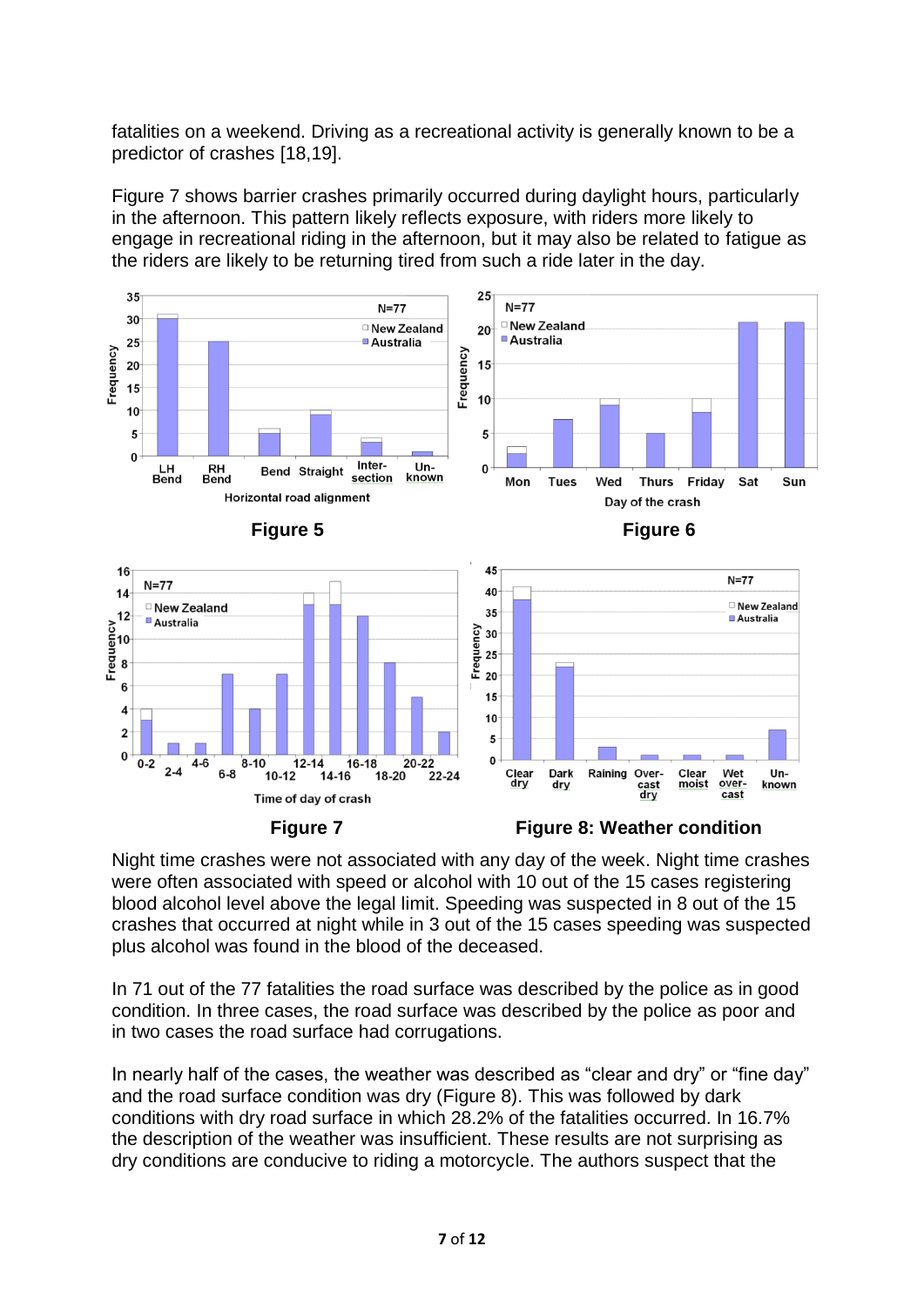fatalities on a weekend. Driving as a recreational activity is generally known to be a predictor of crashes [18,19].

Figure 7 shows barrier crashes primarily occurred during daylight hours, particularly in the afternoon. This pattern likely reflects exposure, with riders more likely to engage in recreational riding in the afternoon, but it may also be related to fatigue as the riders are likely to be returning tired from such a ride later in the day.

**Figure 5**

**Figure 6**

**Figure 7**

**Figure 8: Weather condition**

Night time crashes were not associated with any day of the week. Night time crashes were often associated with speed or alcohol with 10 out of the 15 cases registering blood alcohol level above the legal limit. Speeding was suspected in 8 out of the 15 crashes that occurred at night while in 3 out of the 15 cases speeding was suspected plus alcohol was found in the blood of the deceased.

In 71 out of the 77 fatalities the road surface was described by the police as in good condition. In three cases, the road surface was described by the police as poor and in two cases the road surface had corrugations.

In nearly half of the cases, the weather was described as "clear and dry" or "fine day" and the road surface condition was dry (Figure 8). This was followed by dark conditions with dry road surface in which 28.2% of the fatalities occurred. In 16.7% the description of the weather was insufficient. These results are not surprising as dry conditions are conducive to riding a motorcycle. The authors suspect that the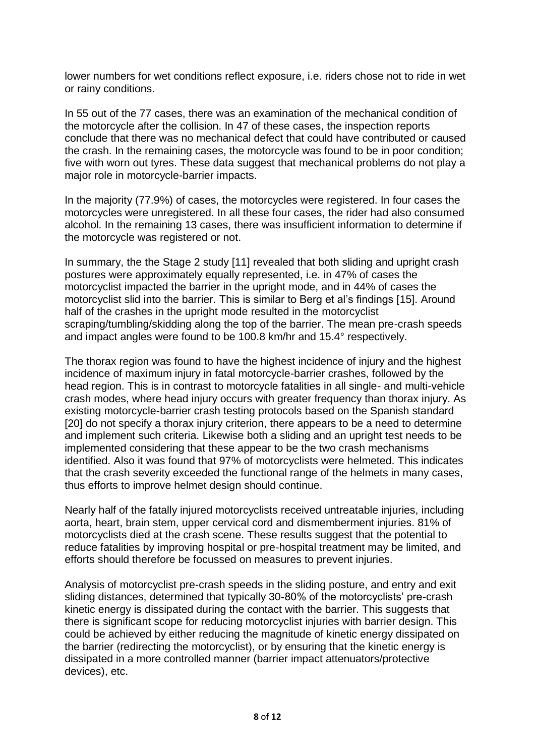lower numbers for wet conditions reflect exposure, i.e. riders chose not to ride in wet or rainy conditions.

In 55 out of the 77 cases, there was an examination of the mechanical condition of the motorcycle after the collision. In 47 of these cases, the inspection reports conclude that there was no mechanical defect that could have contributed or caused the crash. In the remaining cases, the motorcycle was found to be in poor condition; five with worn out tyres. These data suggest that mechanical problems do not play a major role in motorcycle-barrier impacts.

In the majority (77.9%) of cases, the motorcycles were registered. In four cases the motorcycles were unregistered. In all these four cases, the rider had also consumed alcohol. In the remaining 13 cases, there was insufficient information to determine if the motorcycle was registered or not.

In summary, the the Stage 2 study [11] revealed that both sliding and upright crash postures were approximately equally represented, i.e. in 47% of cases the motorcyclist impacted the barrier in the upright mode, and in 44% of cases the motorcyclist slid into the barrier. This is similar to Berg et al's findings [15]. Around half of the crashes in the upright mode resulted in the motorcyclist scraping/tumbling/skidding along the top of the barrier. The mean pre-crash speeds and impact angles were found to be 100.8 km/hr and 15.4° respectively.

The thorax region was found to have the highest incidence of injury and the highest incidence of maximum injury in fatal motorcycle-barrier crashes, followed by the head region. This is in contrast to motorcycle fatalities in all single- and multi-vehicle crash modes, where head injury occurs with greater frequency than thorax injury. As existing motorcycle-barrier crash testing protocols based on the Spanish standard [20] do not specify a thorax injury criterion, there appears to be a need to determine and implement such criteria. Likewise both a sliding and an upright test needs to be implemented considering that these appear to be the two crash mechanisms identified. Also it was found that 97% of motorcyclists were helmeted. This indicates that the crash severity exceeded the functional range of the helmets in many cases, thus efforts to improve helmet design should continue.

Nearly half of the fatally injured motorcyclists received untreatable injuries, including aorta, heart, brain stem, upper cervical cord and dismemberment injuries. 81% of motorcyclists died at the crash scene. These results suggest that the potential to reduce fatalities by improving hospital or pre-hospital treatment may be limited, and efforts should therefore be focussed on measures to prevent injuries.

Analysis of motorcyclist pre-crash speeds in the sliding posture, and entry and exit sliding distances, determined that typically 30-80% of the motorcyclists' pre-crash kinetic energy is dissipated during the contact with the barrier. This suggests that there is significant scope for reducing motorcyclist injuries with barrier design. This could be achieved by either reducing the magnitude of kinetic energy dissipated on the barrier (redirecting the motorcyclist), or by ensuring that the kinetic energy is dissipated in a more controlled manner (barrier impact attenuators/protective devices), etc.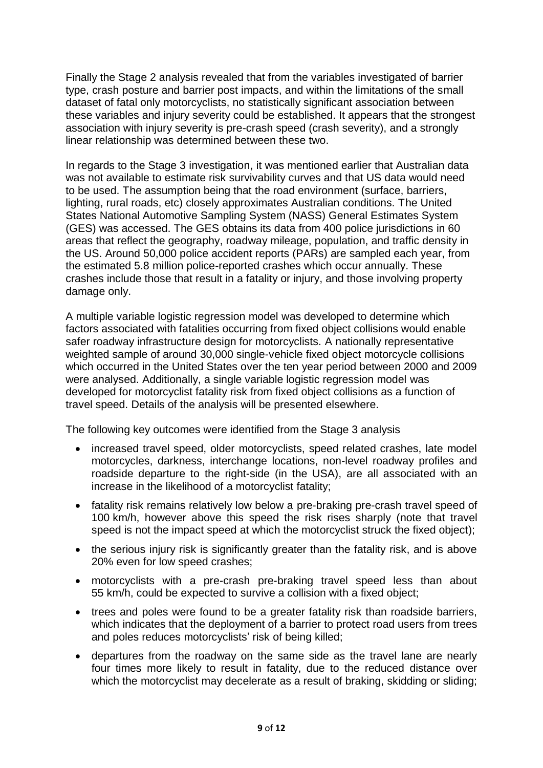Finally the Stage 2 analysis revealed that from the variables investigated of barrier type, crash posture and barrier post impacts, and within the limitations of the small dataset of fatal only motorcyclists, no statistically significant association between these variables and injury severity could be established. It appears that the strongest association with injury severity is pre-crash speed (crash severity), and a strongly linear relationship was determined between these two.

In regards to the Stage 3 investigation, it was mentioned earlier that Australian data was not available to estimate risk survivability curves and that US data would need to be used. The assumption being that the road environment (surface, barriers, lighting, rural roads, etc) closely approximates Australian conditions. The United States National Automotive Sampling System (NASS) General Estimates System (GES) was accessed. The GES obtains its data from 400 police jurisdictions in 60 areas that reflect the geography, roadway mileage, population, and traffic density in the US. Around 50,000 police accident reports (PARs) are sampled each year, from the estimated 5.8 million police-reported crashes which occur annually. These crashes include those that result in a fatality or injury, and those involving property damage only.

A multiple variable logistic regression model was developed to determine which factors associated with fatalities occurring from fixed object collisions would enable safer roadway infrastructure design for motorcyclists. A nationally representative weighted sample of around 30,000 single-vehicle fixed object motorcycle collisions which occurred in the United States over the ten year period between 2000 and 2009 were analysed. Additionally, a single variable logistic regression model was developed for motorcyclist fatality risk from fixed object collisions as a function of travel speed. Details of the analysis will be presented elsewhere.

The following key outcomes were identified from the Stage 3 analysis

- increased travel speed, older motorcyclists, speed related crashes, late model motorcycles, darkness, interchange locations, non-level roadway profiles and roadside departure to the right-side (in the USA), are all associated with an increase in the likelihood of a motorcyclist fatality;
- fatality risk remains relatively low below a pre-braking pre-crash travel speed of 100 km/h, however above this speed the risk rises sharply (note that travel speed is not the impact speed at which the motorcyclist struck the fixed object);
- the serious injury risk is significantly greater than the fatality risk, and is above 20% even for low speed crashes;
- motorcyclists with a pre-crash pre-braking travel speed less than about 55 km/h, could be expected to survive a collision with a fixed object;
- trees and poles were found to be a greater fatality risk than roadside barriers, which indicates that the deployment of a barrier to protect road users from trees and poles reduces motorcyclists' risk of being killed;
- departures from the roadway on the same side as the travel lane are nearly four times more likely to result in fatality, due to the reduced distance over which the motorcyclist may decelerate as a result of braking, skidding or sliding;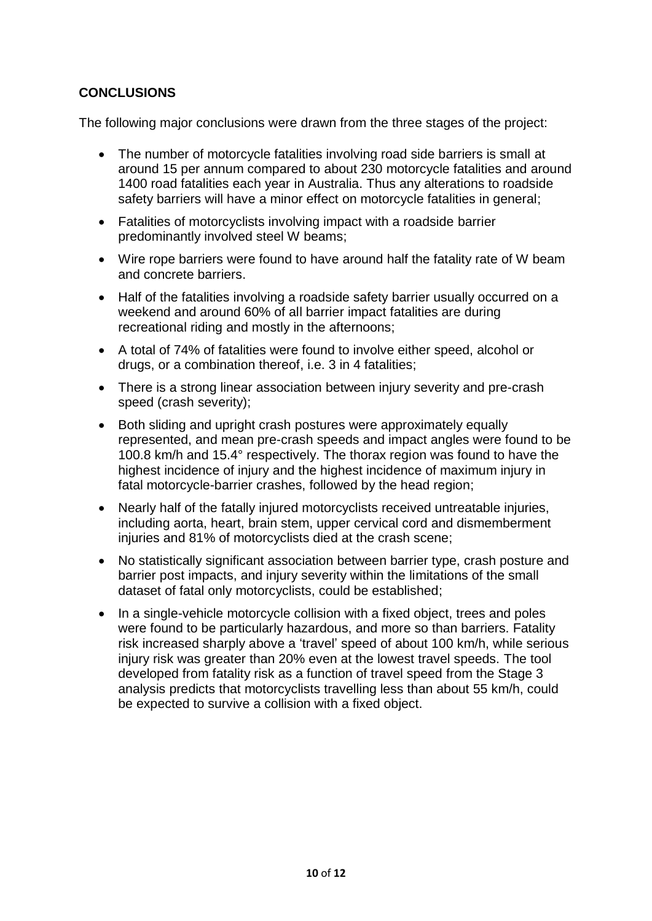**CONCLUSIONS**

The following major conclusions were drawn from the three stages of the project:

- The number of motorcycle fatalities involving road side barriers is small at around 15 per annum compared to about 230 motorcycle fatalities and around 1400 road fatalities each year in Australia. Thus any alterations to roadside safety barriers will have a minor effect on motorcycle fatalities in general;
- Fatalities of motorcyclists involving impact with a roadside barrier predominantly involved steel W beams;
- Wire rope barriers were found to have around half the fatality rate of W beam and concrete barriers.
- Half of the fatalities involving a roadside safety barrier usually occurred on a weekend and around 60% of all barrier impact fatalities are during recreational riding and mostly in the afternoons;
- A total of 74% of fatalities were found to involve either speed, alcohol or drugs, or a combination thereof, i.e. 3 in 4 fatalities;
- There is a strong linear association between injury severity and pre-crash speed (crash severity);
- Both sliding and upright crash postures were approximately equally represented, and mean pre-crash speeds and impact angles were found to be 100.8 km/h and 15.4° respectively. The thorax region was found to have the highest incidence of injury and the highest incidence of maximum injury in fatal motorcycle-barrier crashes, followed by the head region;
- Nearly half of the fatally injured motorcyclists received untreatable injuries, including aorta, heart, brain stem, upper cervical cord and dismemberment injuries and 81% of motorcyclists died at the crash scene;
- No statistically significant association between barrier type, crash posture and barrier post impacts, and injury severity within the limitations of the small dataset of fatal only motorcyclists, could be established;
- In a single-vehicle motorcycle collision with a fixed object, trees and poles were found to be particularly hazardous, and more so than barriers. Fatality risk increased sharply above a 'travel' speed of about 100 km/h, while serious injury risk was greater than 20% even at the lowest travel speeds. The tool developed from fatality risk as a function of travel speed from the Stage 3 analysis predicts that motorcyclists travelling less than about 55 km/h, could be expected to survive a collision with a fixed object.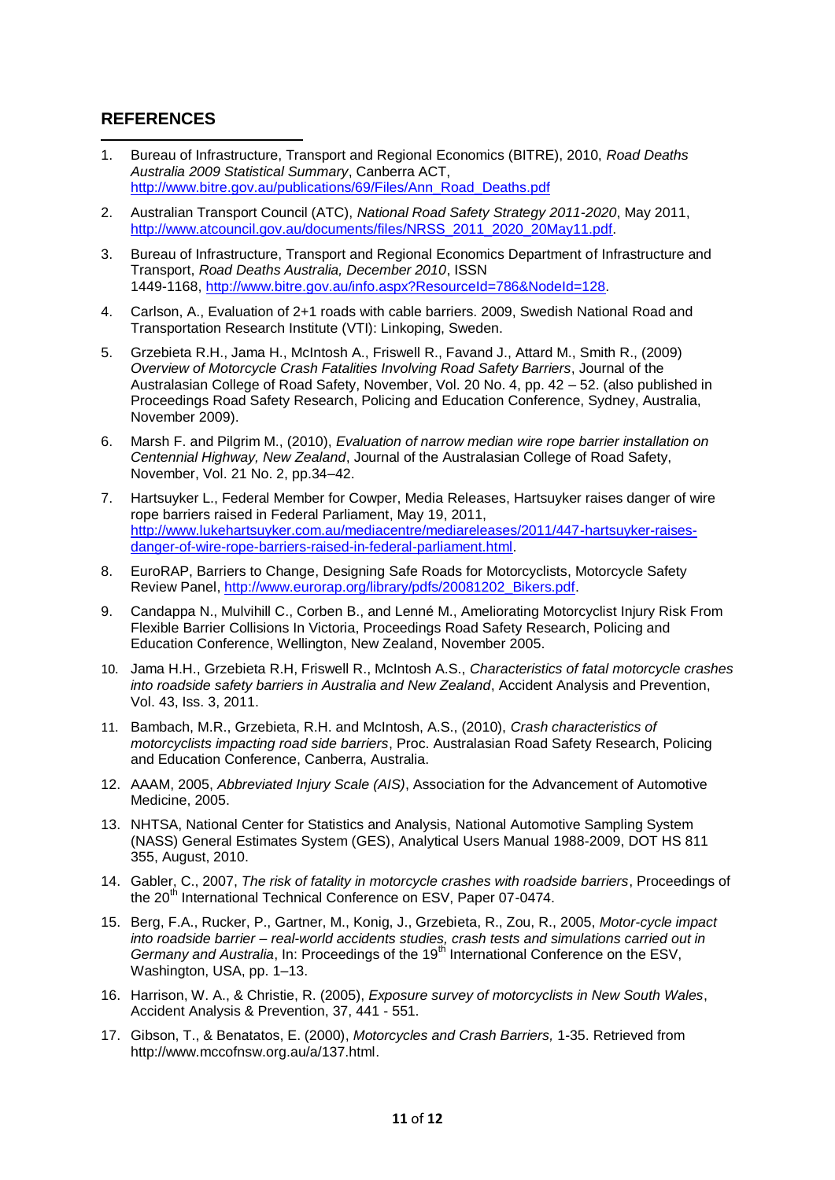## REFERENCES

1. Bureau of Infrastructure, Transport and Regional Economics (BITRE), 2010, *Road Deaths Australia 2009 Statistical Summary*, Canberra ACT, http://www.bitre.gov.au/publications/69/Files/Ann_Road_Deaths.pdf

2. Australian Transport Council (ATC), *National Road Safety Strategy 2011-2020*, May 2011, http://www.atcouncil.gov.au/documents/files/NRSS_2011_2020_20May11.pdf.

3. Bureau of Infrastructure, Transport and Regional Economics Department of Infrastructure and Transport, *Road Deaths Australia, December 2010*, ISSN 1449-1168, http://www.bitre.gov.au/info.aspx?ResourceId=786&NodeId=128.

4. Carlson, A., Evaluation of 2+1 roads with cable barriers. 2009, Swedish National Road and Transportation Research Institute (VTI): Linkoping, Sweden.

5. Grzebieta R.H., Jama H., McIntosh A., Friswell R., Favand J., Attard M., Smith R., (2009) *Overview of Motorcycle Crash Fatalities Involving Road Safety Barriers*, Journal of the Australasian College of Road Safety, November, Vol. 20 No. 4, pp. 42 – 52. (also published in Proceedings Road Safety Research, Policing and Education Conference, Sydney, Australia, November 2009).

6. Marsh F. and Pilgrim M., (2010), *Evaluation of narrow median wire rope barrier installation on Centennial Highway, New Zealand*, Journal of the Australasian College of Road Safety, November, Vol. 21 No. 2, pp.34–42.

7. Hartsuyker L., Federal Member for Cowper, Media Releases, Hartsuyker raises danger of wire rope barriers raised in Federal Parliament, May 19, 2011, http://www.lukehartsuyker.com.au/mediacentre/mediareleases/2011/447-hartsuyker-raises-danger-of-wire-rope-barriers-raised-in-federal-parliament.html.

8. EuroRAP, Barriers to Change, Designing Safe Roads for Motorcyclists, Motorcycle Safety Review Panel, http://www.eurorap.org/library/pdfs/20081202_Bikers.pdf.

9. Candappa N., Mulvihill C., Corben B., and Lenné M., Ameliorating Motorcyclist Injury Risk From Flexible Barrier Collisions In Victoria, Proceedings Road Safety Research, Policing and Education Conference, Wellington, New Zealand, November 2005.

10. Jama H.H., Grzebieta R.H, Friswell R., McIntosh A.S., *Characteristics of fatal motorcycle crashes into roadside safety barriers in Australia and New Zealand*, Accident Analysis and Prevention, Vol. 43, Iss. 3, 2011.

11. Bambach, M.R., Grzebieta, R.H. and McIntosh, A.S., (2010), *Crash characteristics of motorcyclists impacting road side barriers*, Proc. Australasian Road Safety Research, Policing and Education Conference, Canberra, Australia.

12. AAAM, 2005, *Abbreviated Injury Scale (AIS)*, Association for the Advancement of Automotive Medicine, 2005.

13. NHTSA, National Center for Statistics and Analysis, National Automotive Sampling System (NASS) General Estimates System (GES), Analytical Users Manual 1988-2009, DOT HS 811 355, August, 2010.

14. Gabler, C., 2007, *The risk of fatality in motorcycle crashes with roadside barriers*, Proceedings of the 20th International Technical Conference on ESV, Paper 07-0474.

15. Berg, F.A., Rucker, P., Gartner, M., Konig, J., Grzebieta, R., Zou, R., 2005, *Motor-cycle impact into roadside barrier – real-world accidents studies, crash tests and simulations carried out in Germany and Australia*, In: Proceedings of the 19th International Conference on the ESV, Washington, USA, pp. 1–13.

16. Harrison, W. A., & Christie, R. (2005), *Exposure survey of motorcyclists in New South Wales*, Accident Analysis & Prevention, 37, 441 - 551.

17. Gibson, T., & Benatatos, E. (2000), *Motorcycles and Crash Barriers,* 1-35. Retrieved from http://www.mccofnsw.org.au/a/137.html.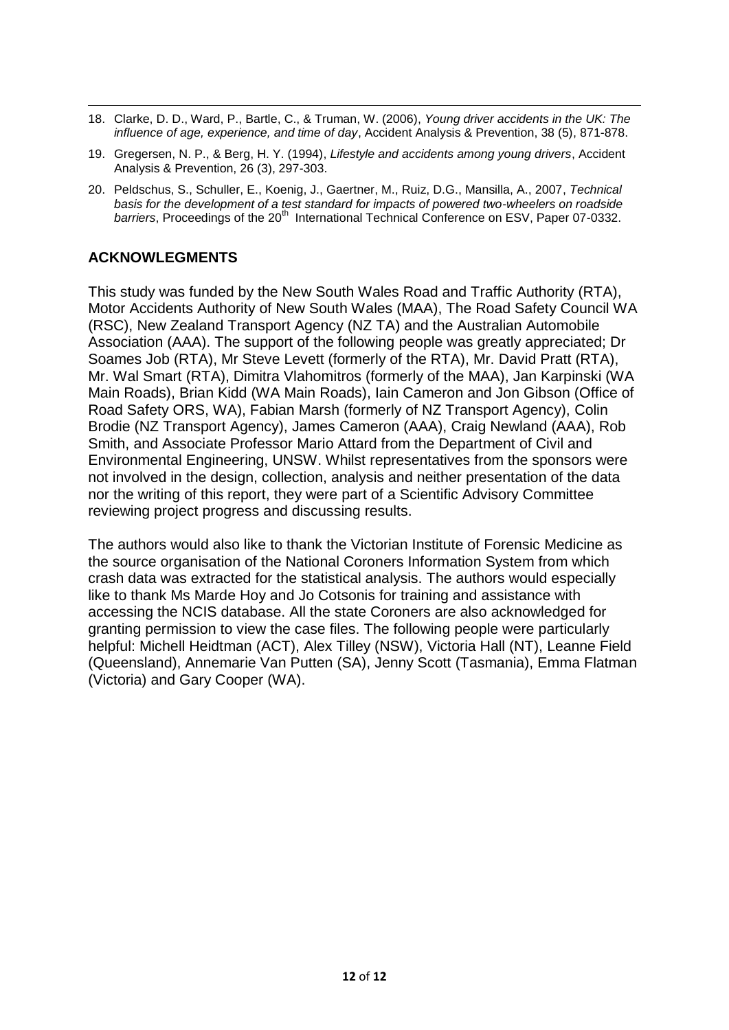18. Clarke, D. D., Ward, P., Bartle, C., & Truman, W. (2006), *Young driver accidents in the UK: The influence of age, experience, and time of day*, Accident Analysis & Prevention, 38 (5), 871-878.
19. Gregersen, N. P., & Berg, H. Y. (1994), *Lifestyle and accidents among young drivers*, Accident Analysis & Prevention, 26 (3), 297-303.
20. Peldschus, S., Schuller, E., Koenig, J., Gaertner, M., Ruiz, D.G., Mansilla, A., 2007, *Technical basis for the development of a test standard for impacts of powered two-wheelers on roadside barriers*, Proceedings of the 20th International Technical Conference on ESV, Paper 07-0332.

## ACKNOWLEGMENTS

This study was funded by the New South Wales Road and Traffic Authority (RTA), Motor Accidents Authority of New South Wales (MAA), The Road Safety Council WA (RSC), New Zealand Transport Agency (NZ TA) and the Australian Automobile Association (AAA). The support of the following people was greatly appreciated; Dr Soames Job (RTA), Mr Steve Levett (formerly of the RTA), Mr. David Pratt (RTA), Mr. Wal Smart (RTA), Dimitra Vlahomitros (formerly of the MAA), Jan Karpinski (WA Main Roads), Brian Kidd (WA Main Roads), Iain Cameron and Jon Gibson (Office of Road Safety ORS, WA), Fabian Marsh (formerly of NZ Transport Agency), Colin Brodie (NZ Transport Agency), James Cameron (AAA), Craig Newland (AAA), Rob Smith, and Associate Professor Mario Attard from the Department of Civil and Environmental Engineering, UNSW. Whilst representatives from the sponsors were not involved in the design, collection, analysis and neither presentation of the data nor the writing of this report, they were part of a Scientific Advisory Committee reviewing project progress and discussing results.

The authors would also like to thank the Victorian Institute of Forensic Medicine as the source organisation of the National Coroners Information System from which crash data was extracted for the statistical analysis. The authors would especially like to thank Ms Marde Hoy and Jo Cotsonis for training and assistance with accessing the NCIS database. All the state Coroners are also acknowledged for granting permission to view the case files. The following people were particularly helpful: Michell Heidtman (ACT), Alex Tilley (NSW), Victoria Hall (NT), Leanne Field (Queensland), Annemarie Van Putten (SA), Jenny Scott (Tasmania), Emma Flatman (Victoria) and Gary Cooper (WA).